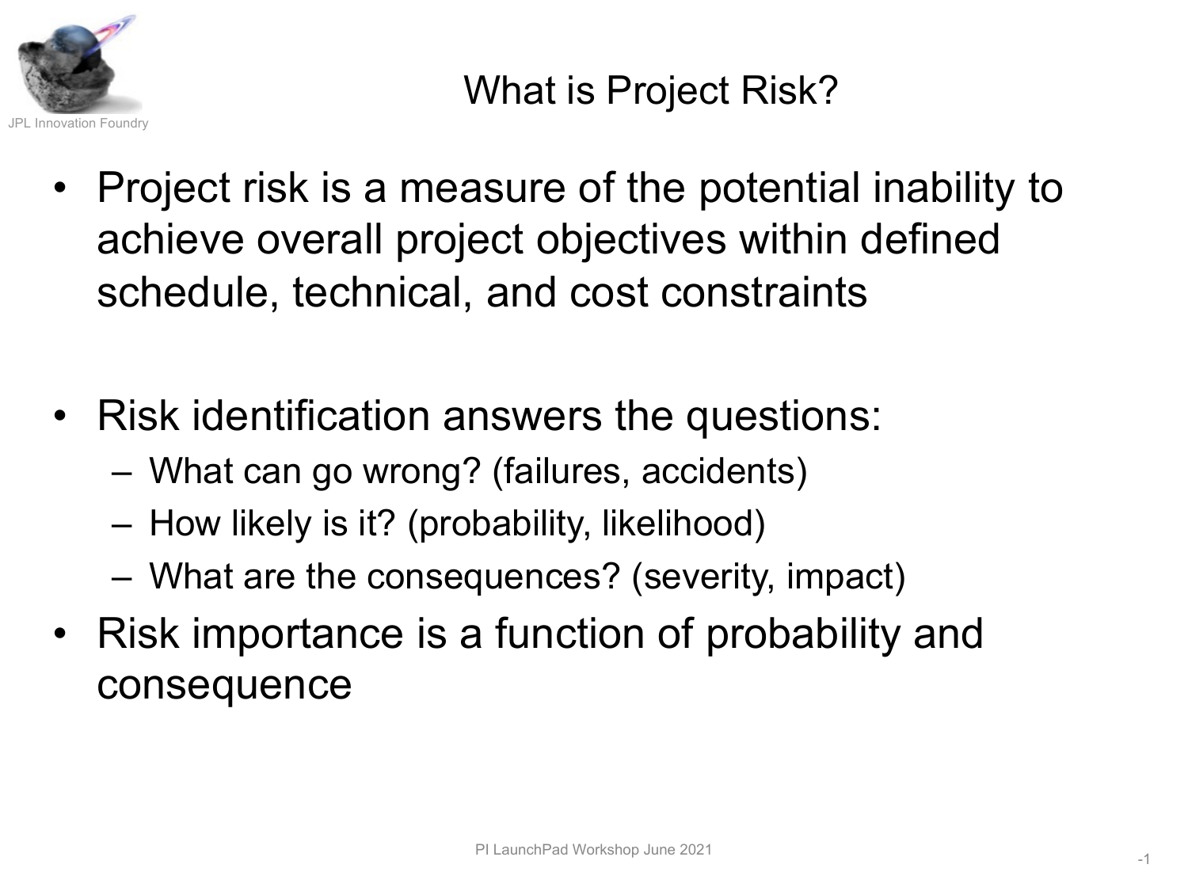# What is Project Risk?

- Project risk is a measure of the potential inability to achieve overall project objectives within defined schedule, technical, and cost constraints

- Risk identification answers the questions:
  - What can go wrong? (failures, accidents)
  - How likely is it? (probability, likelihood)
  - What are the consequences? (severity, impact)
- Risk importance is a function of probability and consequence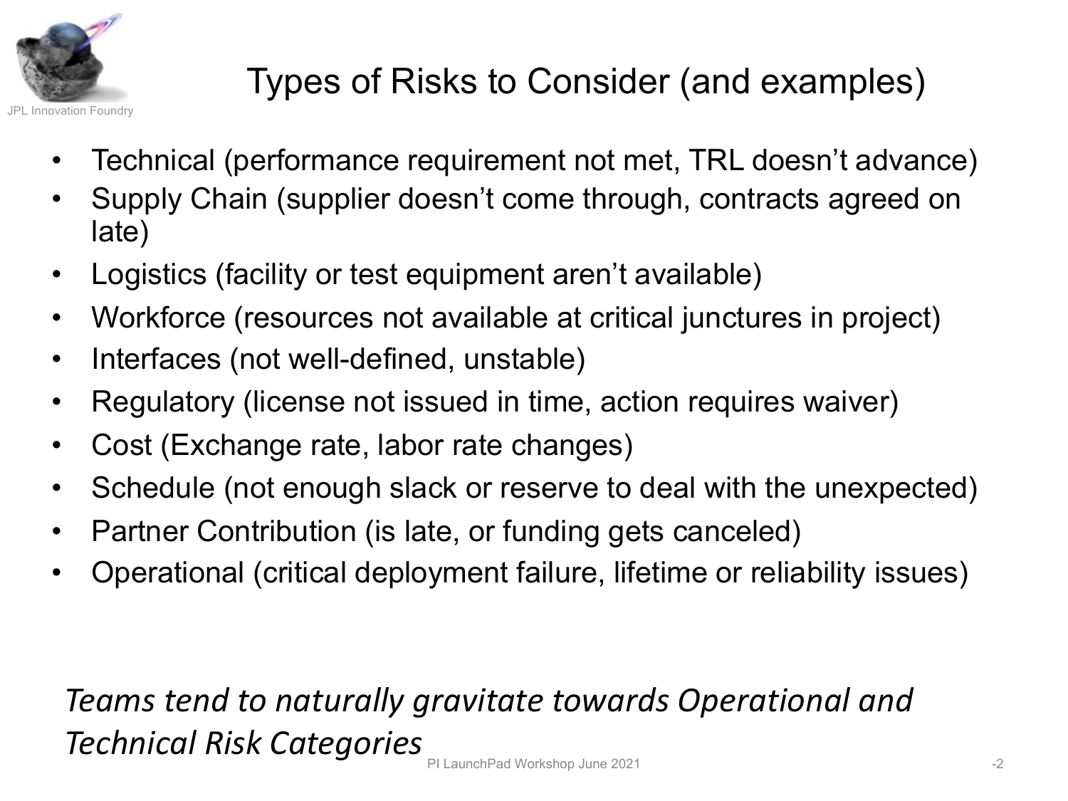# Types of Risks to Consider (and examples)

- Technical (performance requirement not met, TRL doesn't advance)
- Supply Chain (supplier doesn't come through, contracts agreed on late)
- Logistics (facility or test equipment aren't available)
- Workforce (resources not available at critical junctures in project)
- Interfaces (not well-defined, unstable)
- Regulatory (license not issued in time, action requires waiver)
- Cost (Exchange rate, labor rate changes)
- Schedule (not enough slack or reserve to deal with the unexpected)
- Partner Contribution (is late, or funding gets canceled)
- Operational (critical deployment failure, lifetime or reliability issues)

*Teams tend to naturally gravitate towards Operational and Technical Risk Categories*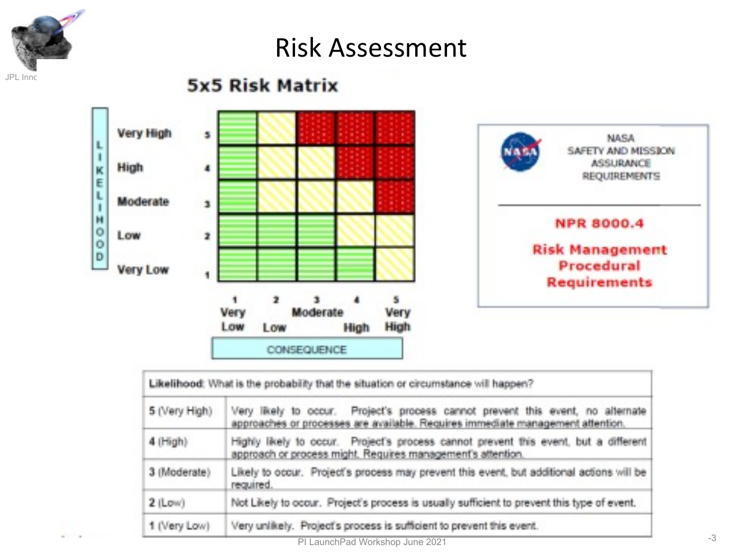# Risk Assessment

## 5x5 Risk Matrix

| LIKELIHOOD | | 1 Very Low | 2 Low | 3 Moderate | 4 High | 5 Very High |
|---|---|---|---|---|---|---|
| Very High | 5 | Green | Yellow | Red | Red | Red |
| High | 4 | Green | Yellow | Yellow | Red | Red |
| Moderate | 3 | Green | Yellow | Yellow | Yellow | Red |
| Low | 2 | Green | Green | Green | Yellow | Yellow |
| Very Low | 1 | Green | Green | Green | Green | Yellow |

CONSEQUENCE

NASA
SAFETY AND MISSION
ASSURANCE
REQUIREMENTS

**NPR 8000.4**

**Risk Management Procedural Requirements**

| **Likelihood**: What is the probability that the situation or circumstance will happen? | |
|---|---|
| 5 (Very High) | Very likely to occur. Project's process cannot prevent this event, no alternate approaches or processes are available. Requires immediate management attention. |
| 4 (High) | Highly likely to occur. Project's process cannot prevent this event, but a different approach or process might. Requires management's attention. |
| 3 (Moderate) | Likely to occur. Project's process may prevent this event, but additional actions will be required. |
| 2 (Low) | Not Likely to occur. Project's process is usually sufficient to prevent this type of event. |
| 1 (Very Low) | Very unlikely. Project's process is sufficient to prevent this event. |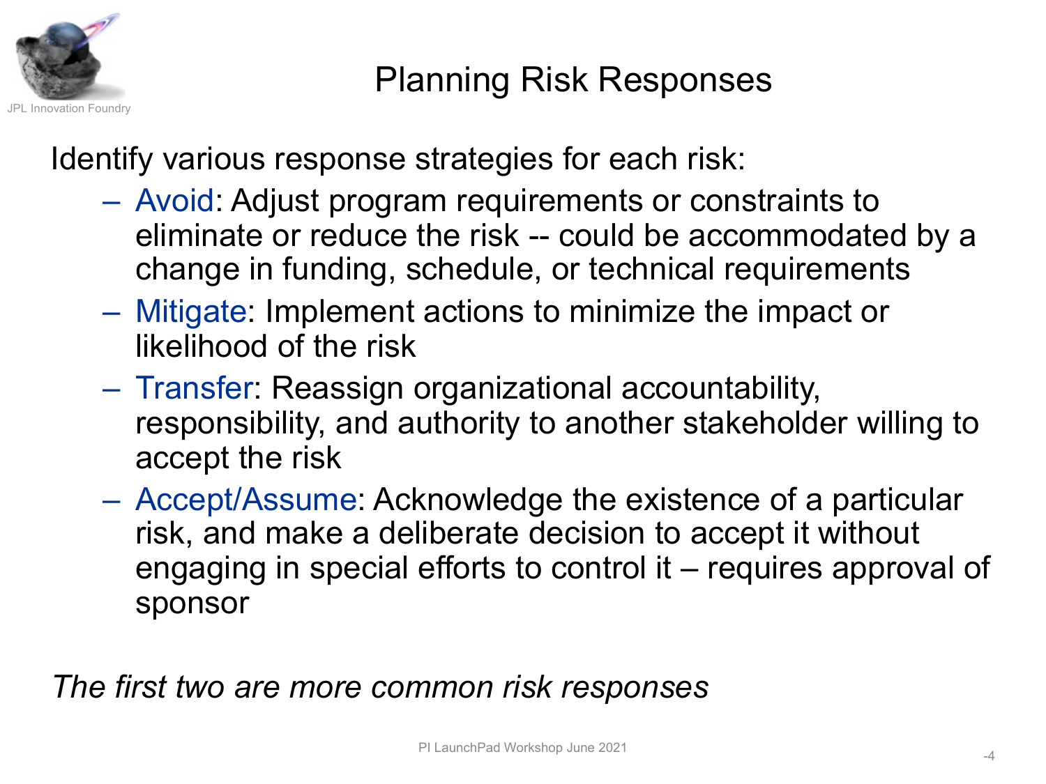# Planning Risk Responses

Identify various response strategies for each risk:

- Avoid: Adjust program requirements or constraints to eliminate or reduce the risk -- could be accommodated by a change in funding, schedule, or technical requirements
- Mitigate: Implement actions to minimize the impact or likelihood of the risk
- Transfer: Reassign organizational accountability, responsibility, and authority to another stakeholder willing to accept the risk
- Accept/Assume: Acknowledge the existence of a particular risk, and make a deliberate decision to accept it without engaging in special efforts to control it – requires approval of sponsor

*The first two are more common risk responses*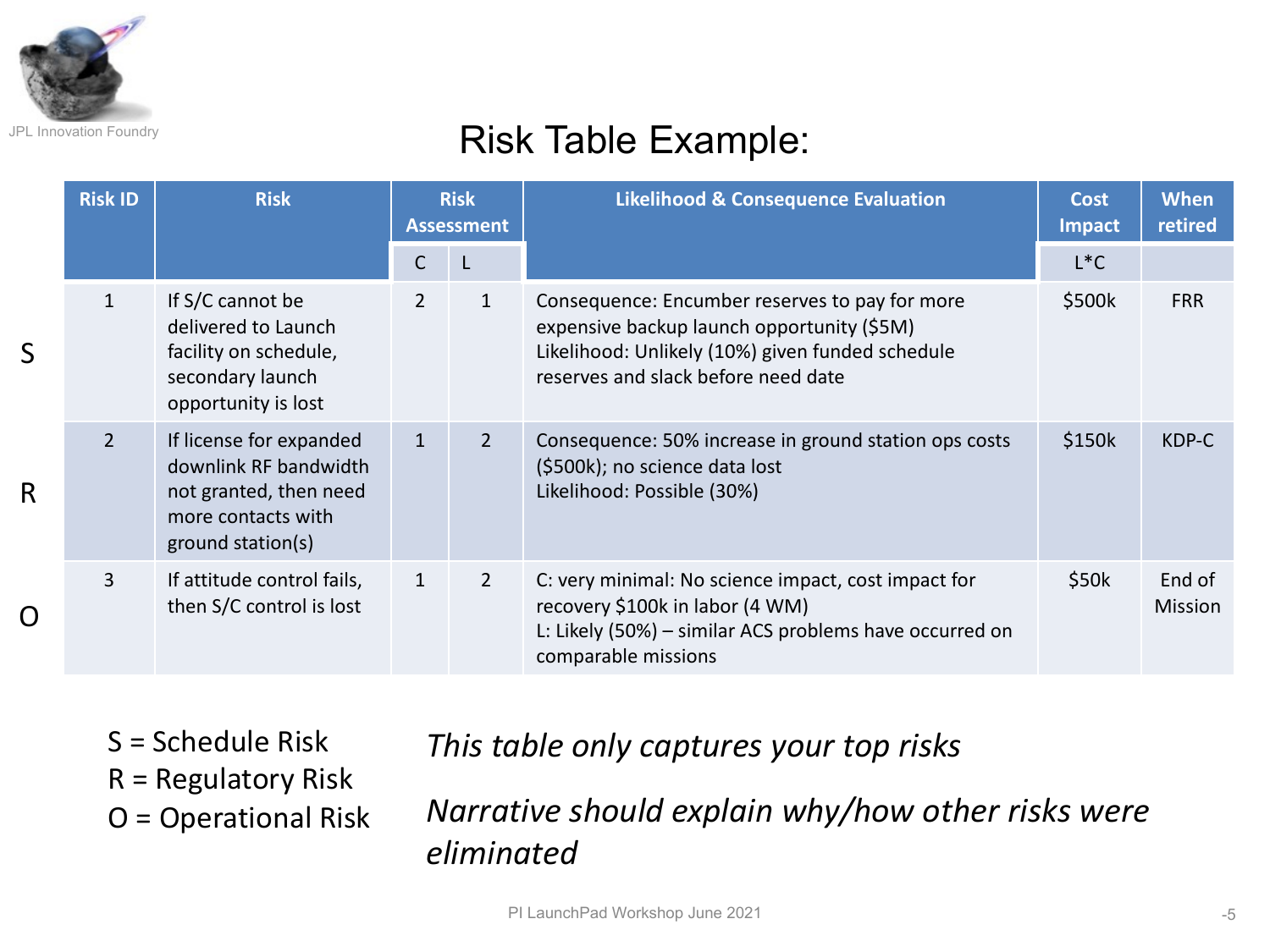# Risk Table Example:

| | Risk ID | Risk | Risk Assessment | | Likelihood & Consequence Evaluation | Cost Impact | When retired |
|---|---|---|---|---|---|---|---|
| | | | C | L | | L*C | |
| S | 1 | If S/C cannot be delivered to Launch facility on schedule, secondary launch opportunity is lost | 2 | 1 | Consequence: Encumber reserves to pay for more expensive backup launch opportunity ($5M)<br>Likelihood: Unlikely (10%) given funded schedule reserves and slack before need date | $500k | FRR |
| R | 2 | If license for expanded downlink RF bandwidth not granted, then need more contacts with ground station(s) | 1 | 2 | Consequence: 50% increase in ground station ops costs ($500k); no science data lost<br>Likelihood: Possible (30%) | $150k | KDP-C |
| O | 3 | If attitude control fails, then S/C control is lost | 1 | 2 | C: very minimal: No science impact, cost impact for recovery $100k in labor (4 WM)<br>L: Likely (50%) – similar ACS problems have occurred on comparable missions | $50k | End of Mission |

S = Schedule Risk
R = Regulatory Risk
O = Operational Risk

*This table only captures your top risks*

*Narrative should explain why/how other risks were eliminated*